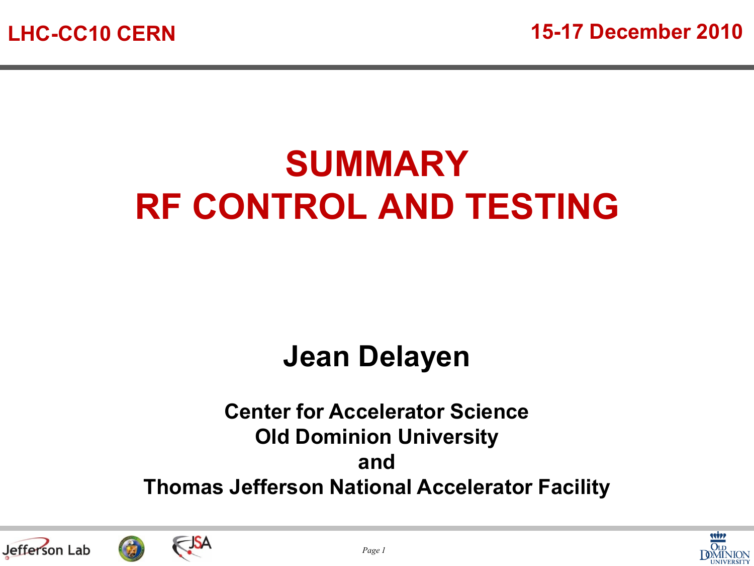LHC-CC10 CERN

15-17 December 2010

# SUMMARY
# RF CONTROL AND TESTING

## Jean Delayen

**Center for Accelerator Science**
**Old Dominion University**
**and**
**Thomas Jefferson National Accelerator Facility**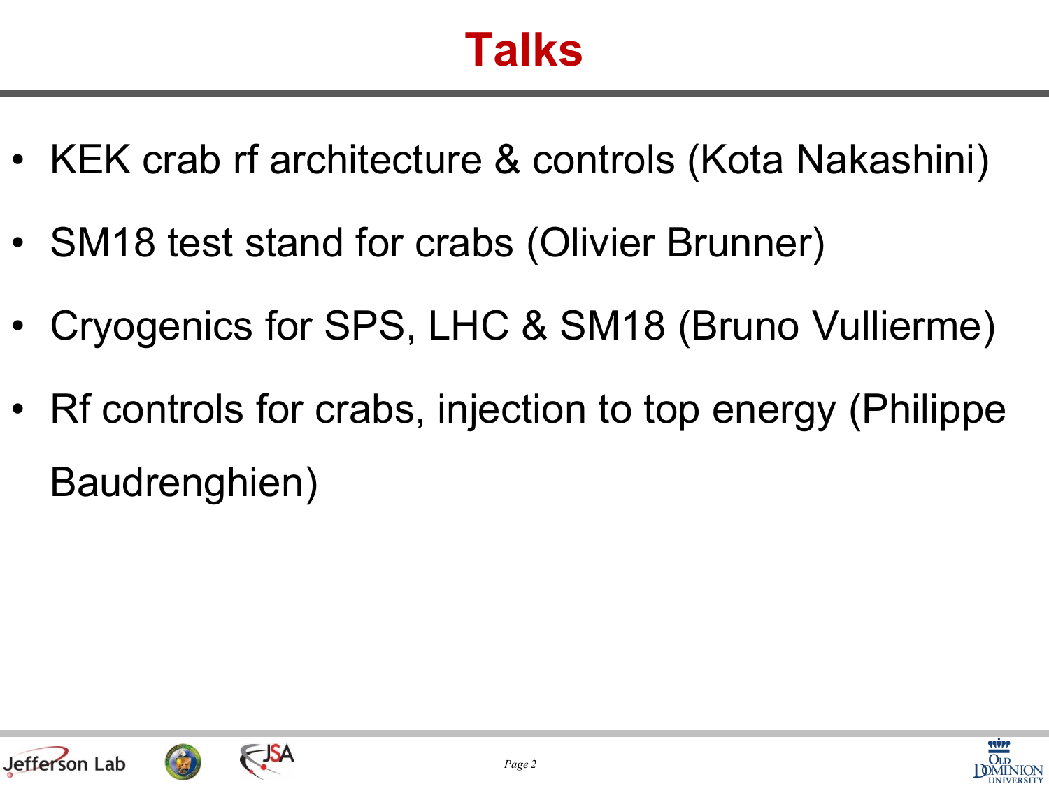# Talks

- KEK crab rf architecture & controls (Kota Nakashini)
- SM18 test stand for crabs (Olivier Brunner)
- Cryogenics for SPS, LHC & SM18 (Bruno Vullierme)
- Rf controls for crabs, injection to top energy (Philippe Baudrenghien)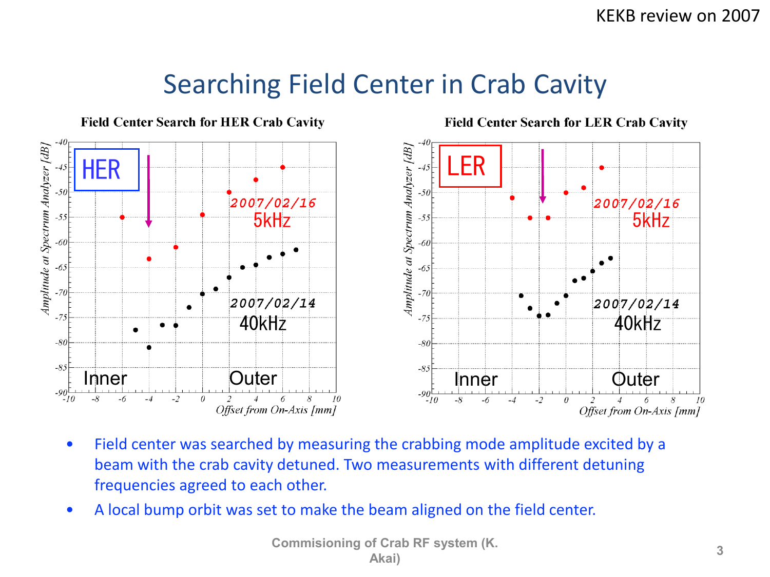# Searching Field Center in Crab Cavity

**Field Center Search for HER Crab Cavity**

**Field Center Search for LER Crab Cavity**

- Field center was searched by measuring the crabbing mode amplitude excited by a beam with the crab cavity detuned. Two measurements with different detuning frequencies agreed to each other.
- A local bump orbit was set to make the beam aligned on the field center.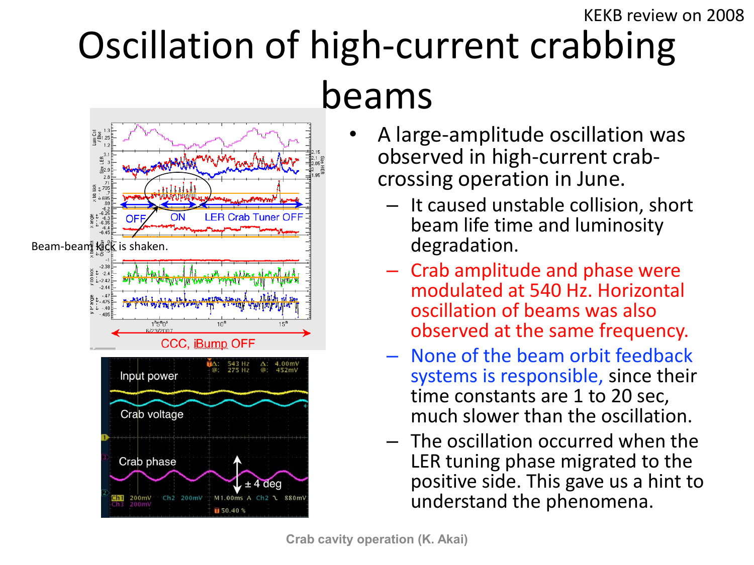KEKB review on 2008

# Oscillation of high-current crabbing beams

Beam-beam kick is shaken.

OFF ON LER Crab Tuner OFF

CCC, iBump OFF

Input power

Crab voltage

Crab phase

± 4 deg

- A large-amplitude oscillation was observed in high-current crab-crossing operation in June.
  - It caused unstable collision, short beam life time and luminosity degradation.
  - Crab amplitude and phase were modulated at 540 Hz. Horizontal oscillation of beams was also observed at the same frequency.
  - None of the beam orbit feedback systems is responsible, since their time constants are 1 to 20 sec, much slower than the oscillation.
  - The oscillation occurred when the LER tuning phase migrated to the positive side. This gave us a hint to understand the phenomena.

Crab cavity operation (K. Akai)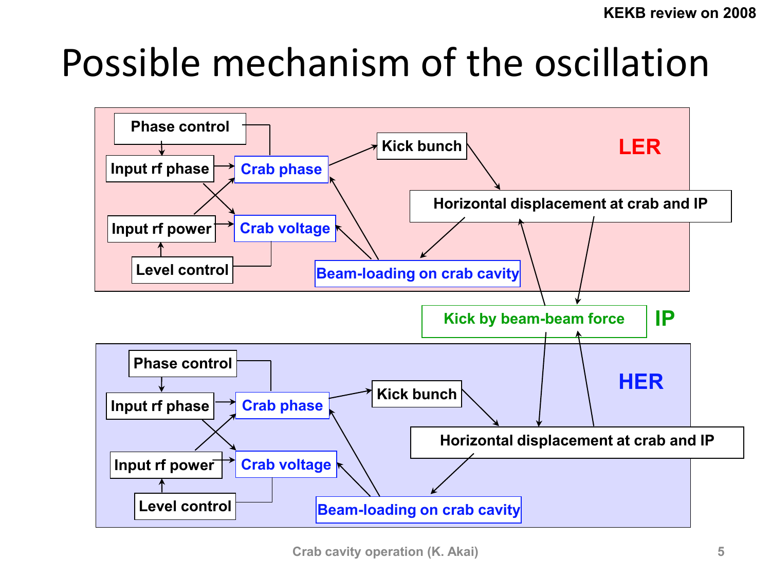# Possible mechanism of the oscillation

**LER**

- Phase control
- Input rf phase
- Crab phase
- Kick bunch
- Horizontal displacement at crab and IP
- Input rf power
- Crab voltage
- Level control
- Beam-loading on crab cavity

**IP**

- Kick by beam-beam force

**HER**

- Phase control
- Input rf phase
- Crab phase
- Kick bunch
- Horizontal displacement at crab and IP
- Input rf power
- Crab voltage
- Level control
- Beam-loading on crab cavity

Crab cavity operation (K. Akai)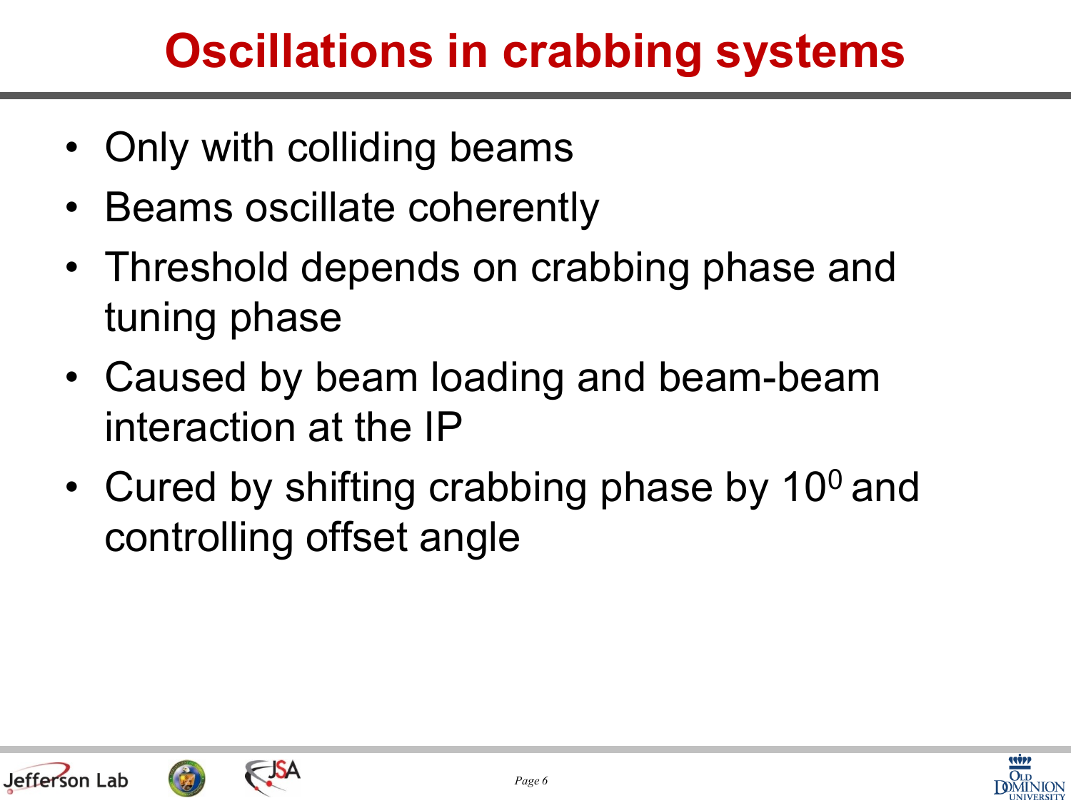# Oscillations in crabbing systems

- Only with colliding beams
- Beams oscillate coherently
- Threshold depends on crabbing phase and tuning phase
- Caused by beam loading and beam-beam interaction at the IP
- Cured by shifting crabbing phase by $10^0$ and controlling offset angle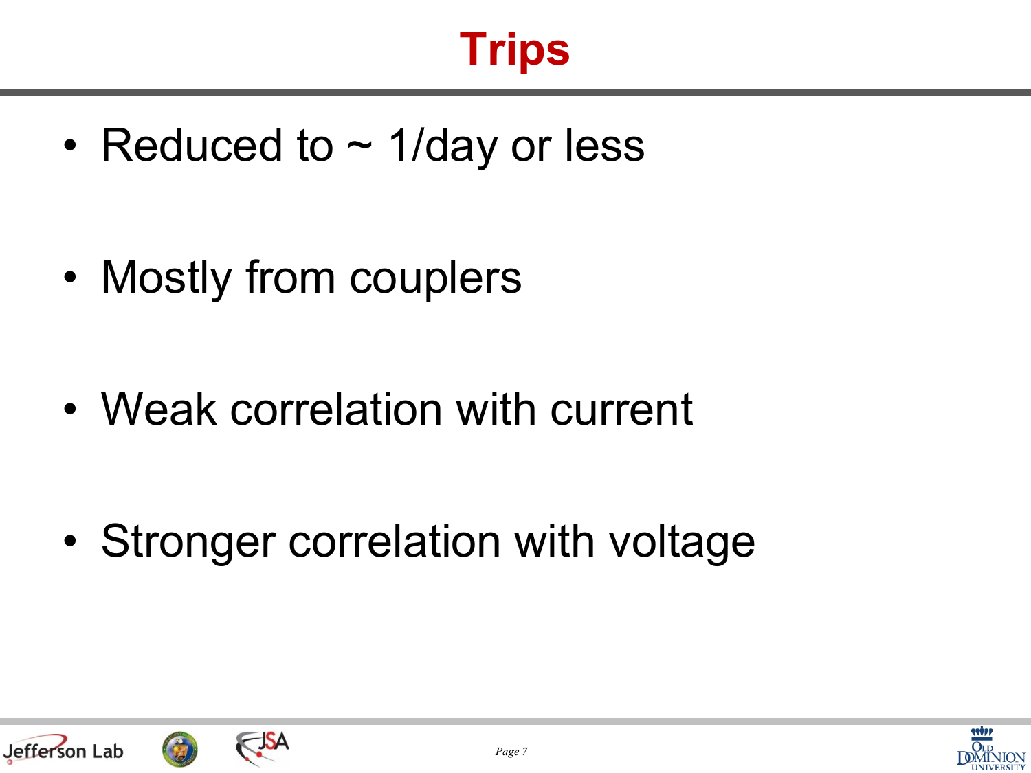# Trips

- Reduced to ~ 1/day or less
- Mostly from couplers
- Weak correlation with current
- Stronger correlation with voltage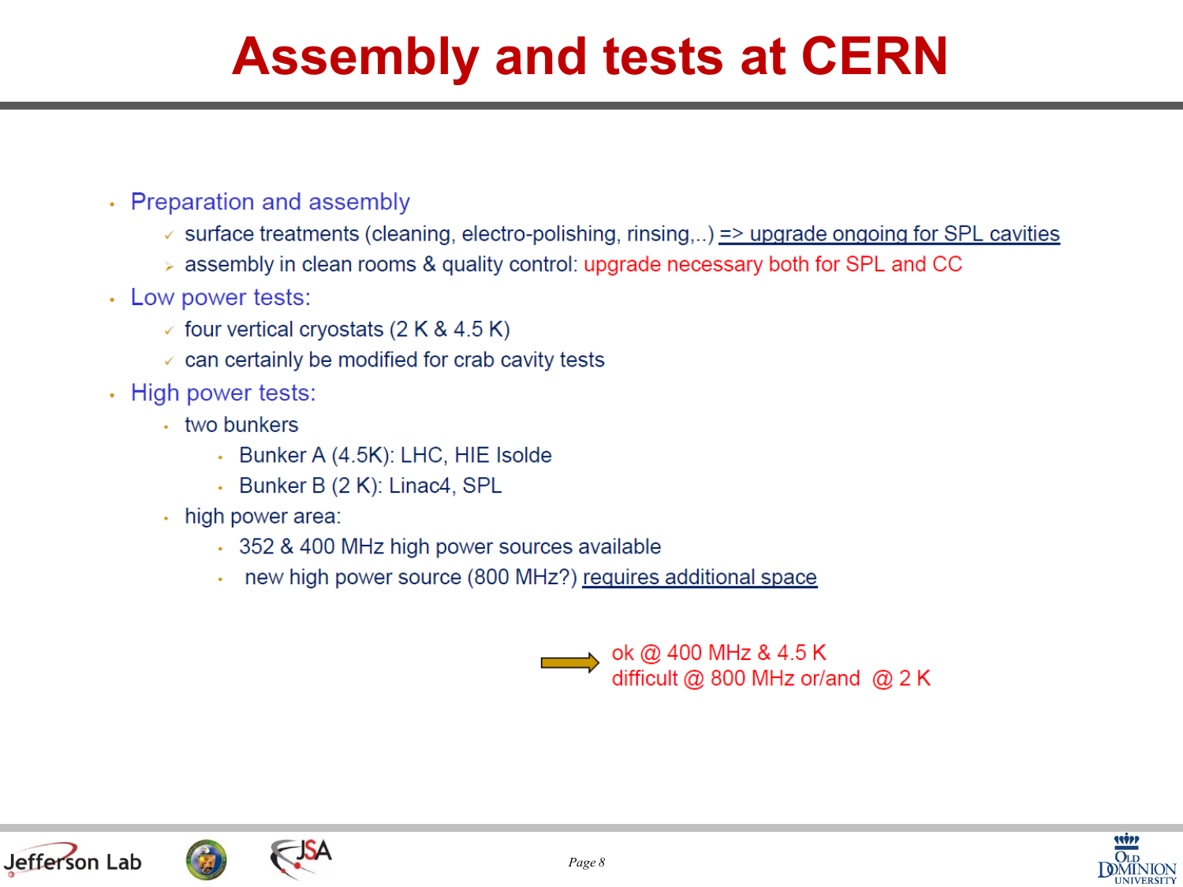# Assembly and tests at CERN

- Preparation and assembly
  - surface treatments (cleaning, electro-polishing, rinsing,..) => upgrade ongoing for SPL cavities
  - assembly in clean rooms & quality control: upgrade necessary both for SPL and CC
- Low power tests:
  - four vertical cryostats (2 K & 4.5 K)
  - can certainly be modified for crab cavity tests
- High power tests:
  - two bunkers
    - Bunker A (4.5K): LHC, HIE Isolde
    - Bunker B (2 K): Linac4, SPL
  - high power area:
    - 352 & 400 MHz high power sources available
    - new high power source (800 MHz?) requires additional space

⇒ ok @ 400 MHz & 4.5 K
difficult @ 800 MHz or/and @ 2 K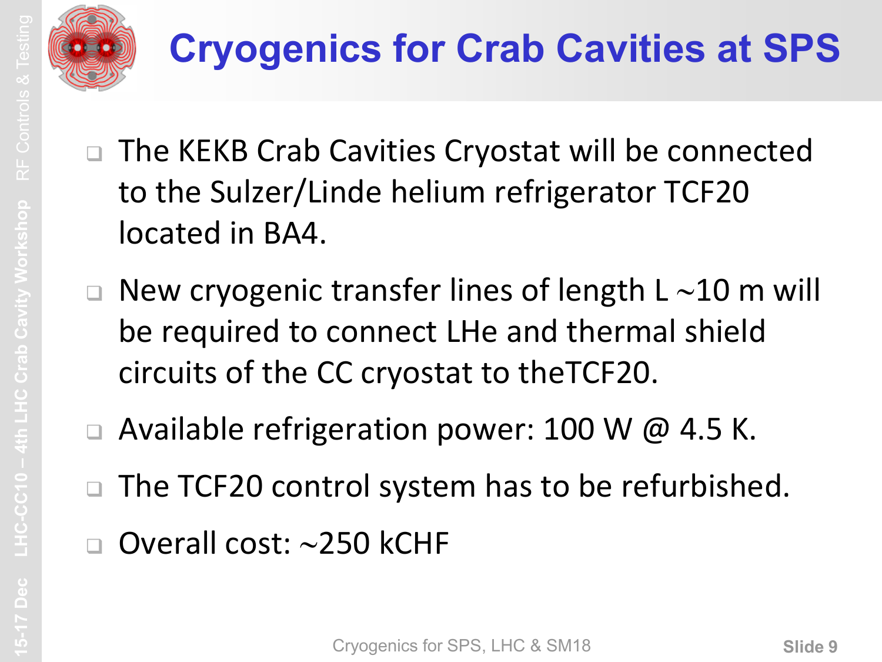# Cryogenics for Crab Cavities at SPS

- The KEKB Crab Cavities Cryostat will be connected to the Sulzer/Linde helium refrigerator TCF20 located in BA4.
- New cryogenic transfer lines of length L ∼10 m will be required to connect LHe and thermal shield circuits of the CC cryostat to theTCF20.
- Available refrigeration power: 100 W @ 4.5 K.
- The TCF20 control system has to be refurbished.
- Overall cost: ∼250 kCHF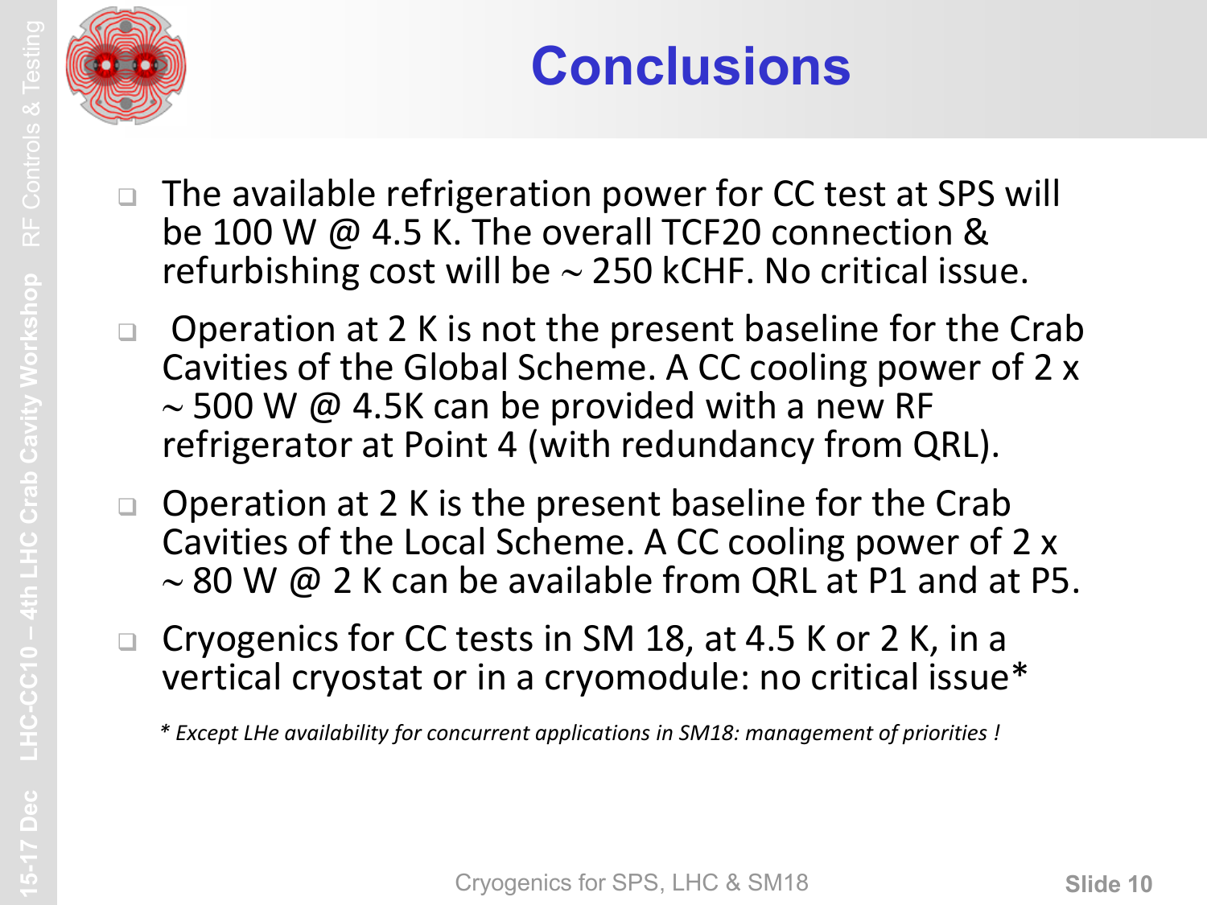# Conclusions

- The available refrigeration power for CC test at SPS will be 100 W @ 4.5 K. The overall TCF20 connection & refurbishing cost will be ~ 250 kCHF. No critical issue.
- Operation at 2 K is not the present baseline for the Crab Cavities of the Global Scheme. A CC cooling power of 2 x ~ 500 W @ 4.5K can be provided with a new RF refrigerator at Point 4 (with redundancy from QRL).
- Operation at 2 K is the present baseline for the Crab Cavities of the Local Scheme. A CC cooling power of 2 x ~ 80 W @ 2 K can be available from QRL at P1 and at P5.
- Cryogenics for CC tests in SM 18, at 4.5 K or 2 K, in a vertical cryostat or in a cryomodule: no critical issue*

*\* Except LHe availability for concurrent applications in SM18: management of priorities !*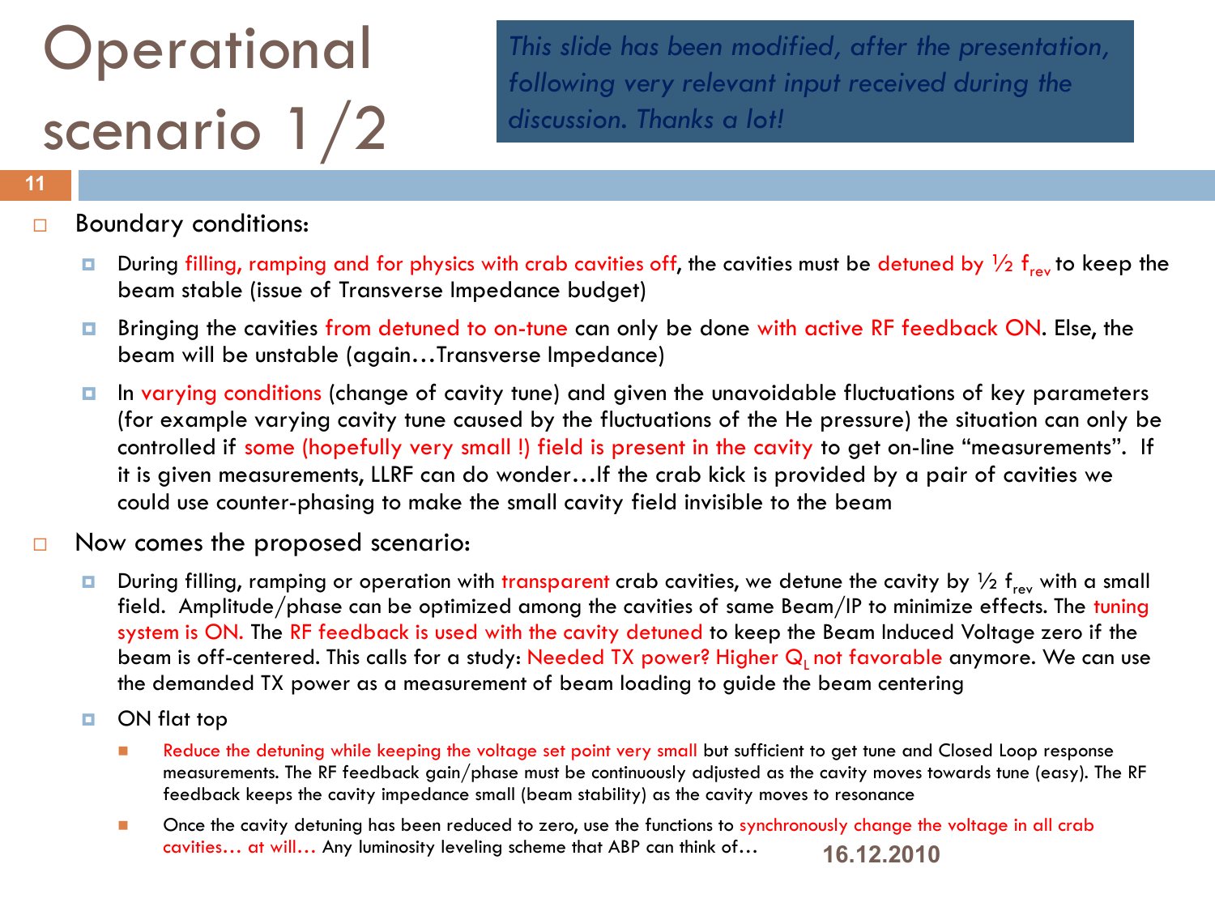# Operational scenario 1/2

*This slide has been modified, after the presentation, following very relevant input received during the discussion. Thanks a lot!*

- Boundary conditions:
  - During filling, ramping and for physics with crab cavities off, the cavities must be detuned by ½ $f_{rev}$ to keep the beam stable (issue of Transverse Impedance budget)
  - Bringing the cavities from detuned to on-tune can only be done with active RF feedback ON. Else, the beam will be unstable (again…Transverse Impedance)
  - In varying conditions (change of cavity tune) and given the unavoidable fluctuations of key parameters (for example varying cavity tune caused by the fluctuations of the He pressure) the situation can only be controlled if some (hopefully very small !) field is present in the cavity to get on-line "measurements". If it is given measurements, LLRF can do wonder…If the crab kick is provided by a pair of cavities we could use counter-phasing to make the small cavity field invisible to the beam
- Now comes the proposed scenario:
  - During filling, ramping or operation with transparent crab cavities, we detune the cavity by ½ $f_{rev}$ with a small field. Amplitude/phase can be optimized among the cavities of same Beam/IP to minimize effects. The tuning system is ON. The RF feedback is used with the cavity detuned to keep the Beam Induced Voltage zero if the beam is off-centered. This calls for a study: Needed TX power? Higher $Q_L$ not favorable anymore. We can use the demanded TX power as a measurement of beam loading to guide the beam centering
  - ON flat top
    - Reduce the detuning while keeping the voltage set point very small but sufficient to get tune and Closed Loop response measurements. The RF feedback gain/phase must be continuously adjusted as the cavity moves towards tune (easy). The RF feedback keeps the cavity impedance small (beam stability) as the cavity moves to resonance
    - Once the cavity detuning has been reduced to zero, use the functions to synchronously change the voltage in all crab cavities… at will… Any luminosity leveling scheme that ABP can think of…

16.12.2010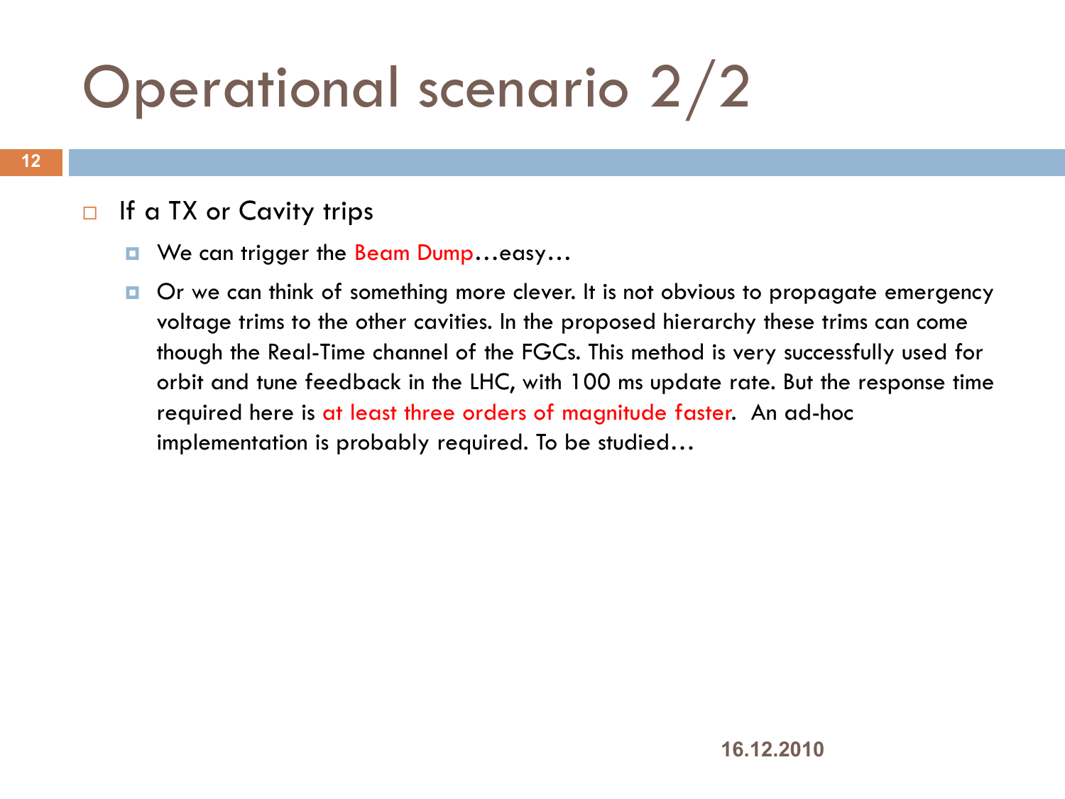# Operational scenario 2/2

- If a TX or Cavity trips
  - We can trigger the Beam Dump…easy…
  - Or we can think of something more clever. It is not obvious to propagate emergency voltage trims to the other cavities. In the proposed hierarchy these trims can come though the Real-Time channel of the FGCs. This method is very successfully used for orbit and tune feedback in the LHC, with 100 ms update rate. But the response time required here is at least three orders of magnitude faster. An ad-hoc implementation is probably required. To be studied…

16.12.2010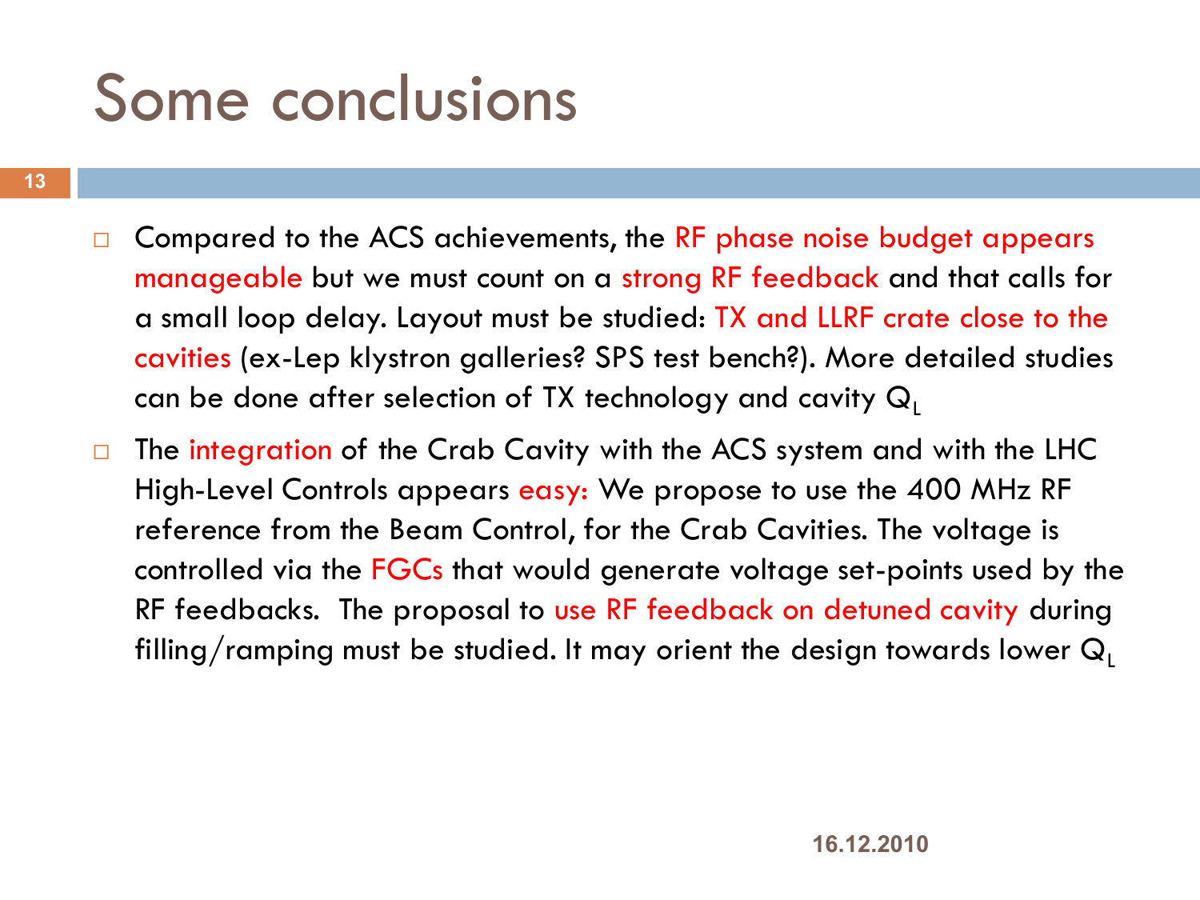# Some conclusions

- Compared to the ACS achievements, the RF phase noise budget appears manageable but we must count on a strong RF feedback and that calls for a small loop delay. Layout must be studied: TX and LLRF crate close to the cavities (ex-Lep klystron galleries? SPS test bench?). More detailed studies can be done after selection of TX technology and cavity $Q_L$
- The integration of the Crab Cavity with the ACS system and with the LHC High-Level Controls appears easy: We propose to use the 400 MHz RF reference from the Beam Control, for the Crab Cavities. The voltage is controlled via the FGCs that would generate voltage set-points used by the RF feedbacks. The proposal to use RF feedback on detuned cavity during filling/ramping must be studied. It may orient the design towards lower $Q_L$

16.12.2010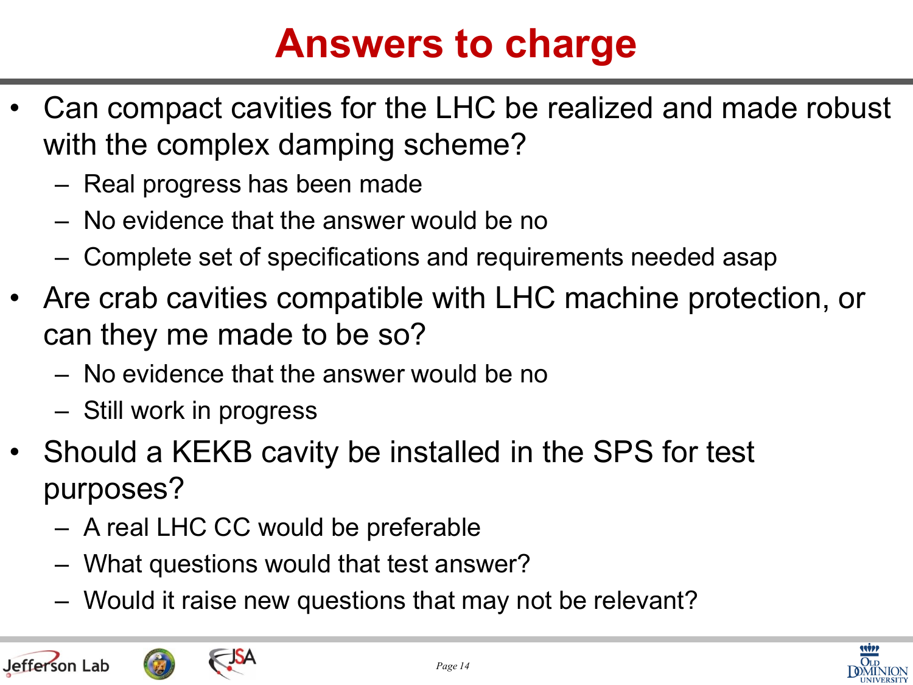# Answers to charge

- Can compact cavities for the LHC be realized and made robust with the complex damping scheme?
  - Real progress has been made
  - No evidence that the answer would be no
  - Complete set of specifications and requirements needed asap
- Are crab cavities compatible with LHC machine protection, or can they me made to be so?
  - No evidence that the answer would be no
  - Still work in progress
- Should a KEKB cavity be installed in the SPS for test purposes?
  - A real LHC CC would be preferable
  - What questions would that test answer?
  - Would it raise new questions that may not be relevant?